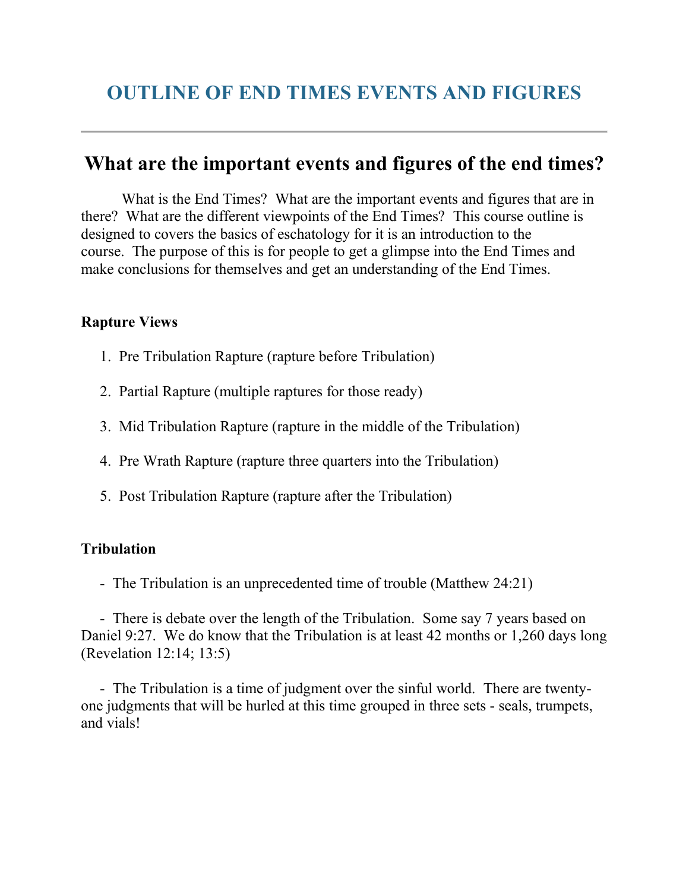# OUTLINE OF END TIMES EVENTS AND FIGURES

---

## What are the important events and figures of the end times?

What is the End Times? What are the important events and figures that are in there? What are the different viewpoints of the End Times? This course outline is designed to covers the basics of eschatology for it is an introduction to the course. The purpose of this is for people to get a glimpse into the End Times and make conclusions for themselves and get an understanding of the End Times.

**Rapture Views**

1. Pre Tribulation Rapture (rapture before Tribulation)
2. Partial Rapture (multiple raptures for those ready)
3. Mid Tribulation Rapture (rapture in the middle of the Tribulation)
4. Pre Wrath Rapture (rapture three quarters into the Tribulation)
5. Post Tribulation Rapture (rapture after the Tribulation)

**Tribulation**

- The Tribulation is an unprecedented time of trouble (Matthew 24:21)

- There is debate over the length of the Tribulation. Some say 7 years based on Daniel 9:27. We do know that the Tribulation is at least 42 months or 1,260 days long (Revelation 12:14; 13:5)

- The Tribulation is a time of judgment over the sinful world. There are twenty-one judgments that will be hurled at this time grouped in three sets - seals, trumpets, and vials!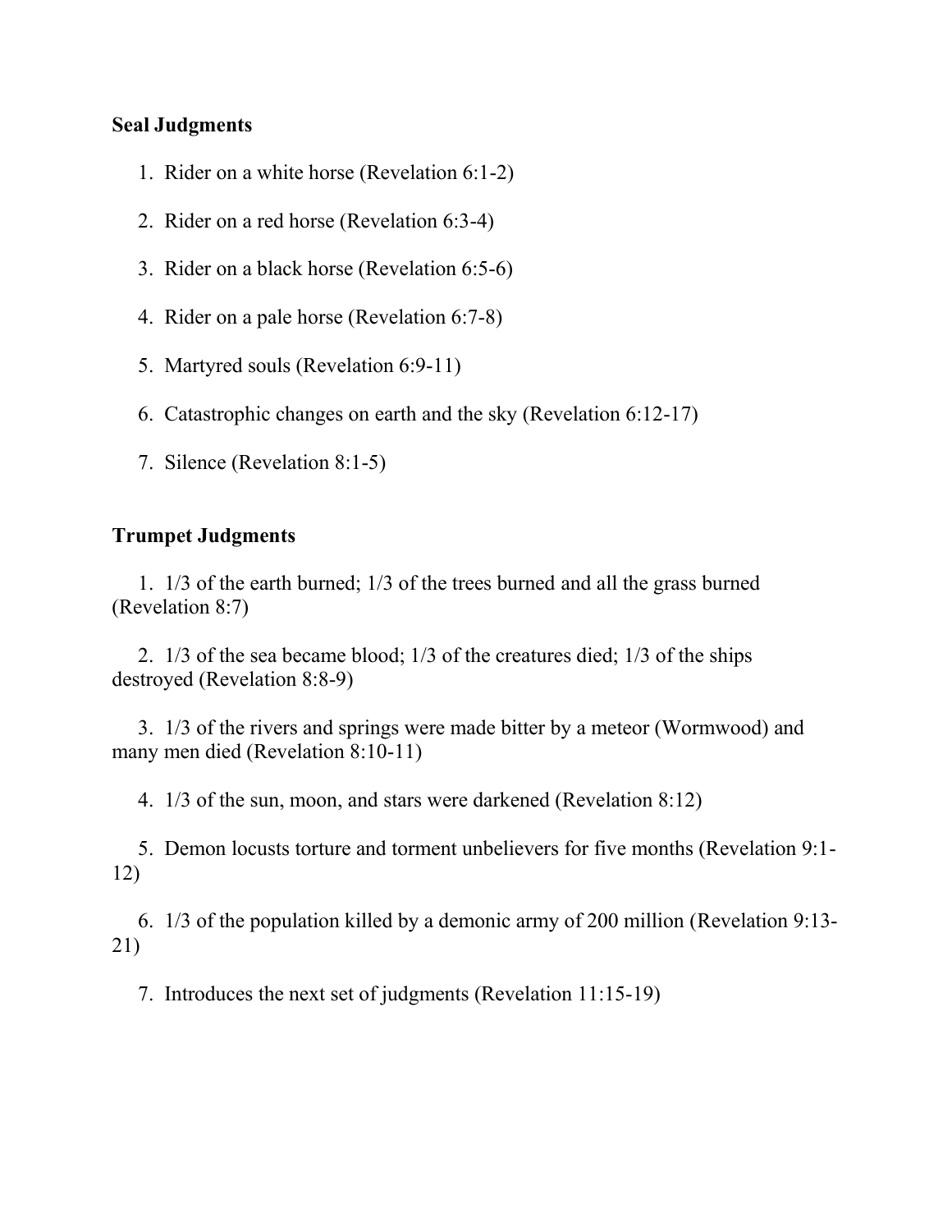**Seal Judgments**

1. Rider on a white horse (Revelation 6:1-2)
2. Rider on a red horse (Revelation 6:3-4)
3. Rider on a black horse (Revelation 6:5-6)
4. Rider on a pale horse (Revelation 6:7-8)
5. Martyred souls (Revelation 6:9-11)
6. Catastrophic changes on earth and the sky (Revelation 6:12-17)
7. Silence (Revelation 8:1-5)

**Trumpet Judgments**

1. 1/3 of the earth burned; 1/3 of the trees burned and all the grass burned (Revelation 8:7)
2. 1/3 of the sea became blood; 1/3 of the creatures died; 1/3 of the ships destroyed (Revelation 8:8-9)
3. 1/3 of the rivers and springs were made bitter by a meteor (Wormwood) and many men died (Revelation 8:10-11)
4. 1/3 of the sun, moon, and stars were darkened (Revelation 8:12)
5. Demon locusts torture and torment unbelievers for five months (Revelation 9:1-12)
6. 1/3 of the population killed by a demonic army of 200 million (Revelation 9:13-21)
7. Introduces the next set of judgments (Revelation 11:15-19)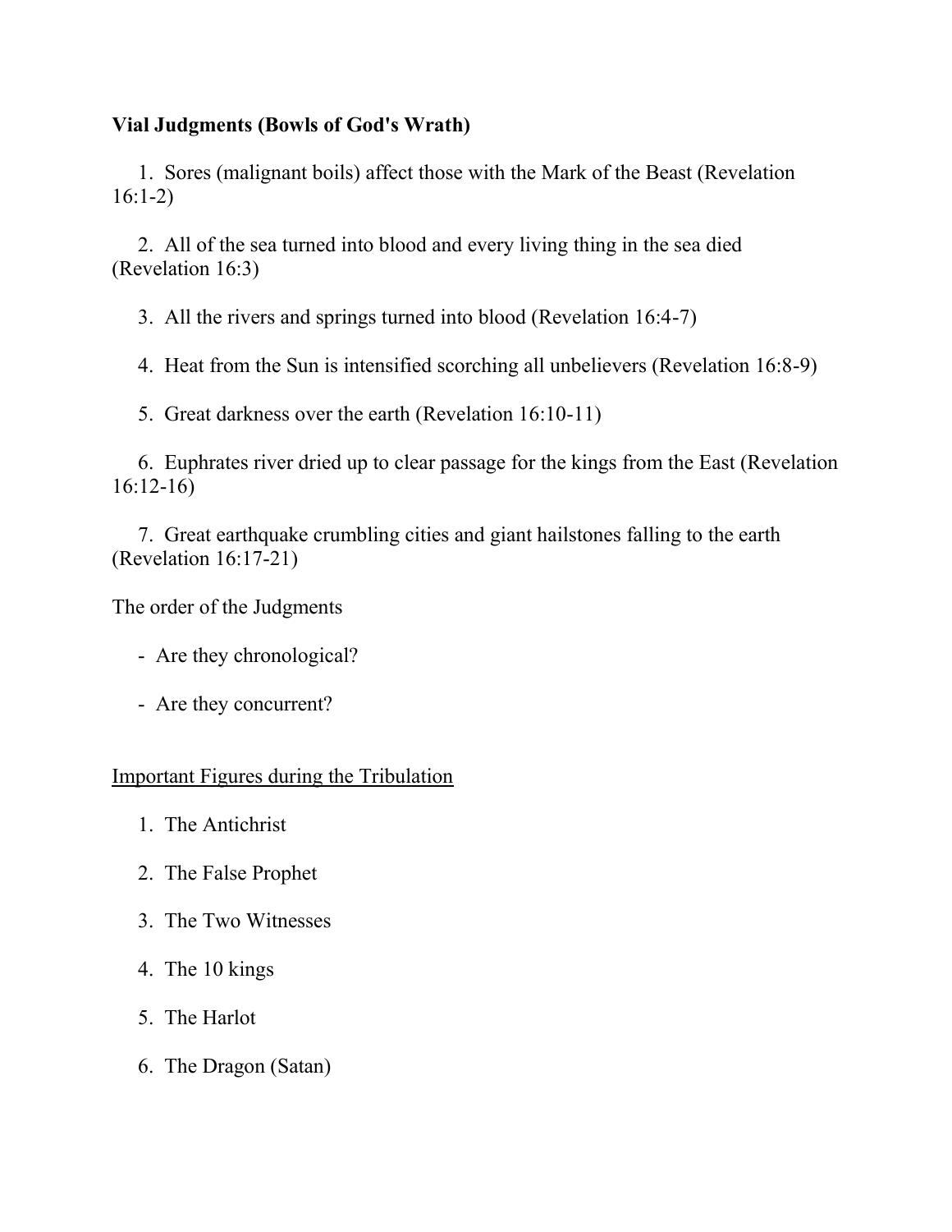**Vial Judgments (Bowls of God's Wrath)**

1. Sores (malignant boils) affect those with the Mark of the Beast (Revelation 16:1-2)

2. All of the sea turned into blood and every living thing in the sea died (Revelation 16:3)

3. All the rivers and springs turned into blood (Revelation 16:4-7)

4. Heat from the Sun is intensified scorching all unbelievers (Revelation 16:8-9)

5. Great darkness over the earth (Revelation 16:10-11)

6. Euphrates river dried up to clear passage for the kings from the East (Revelation 16:12-16)

7. Great earthquake crumbling cities and giant hailstones falling to the earth (Revelation 16:17-21)

The order of the Judgments

- Are they chronological?

- Are they concurrent?

<u>Important Figures during the Tribulation</u>

1. The Antichrist

2. The False Prophet

3. The Two Witnesses

4. The 10 kings

5. The Harlot

6. The Dragon (Satan)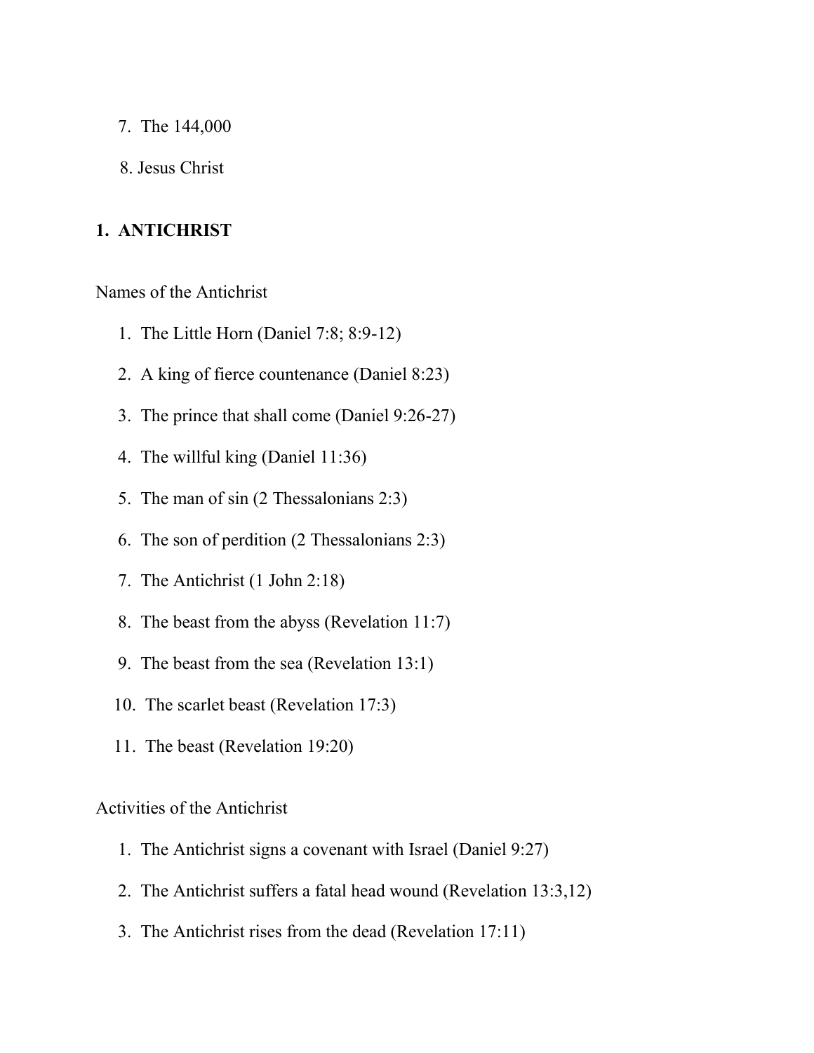7. The 144,000
8. Jesus Christ

## 1. ANTICHRIST

Names of the Antichrist

1. The Little Horn (Daniel 7:8; 8:9-12)
2. A king of fierce countenance (Daniel 8:23)
3. The prince that shall come (Daniel 9:26-27)
4. The willful king (Daniel 11:36)
5. The man of sin (2 Thessalonians 2:3)
6. The son of perdition (2 Thessalonians 2:3)
7. The Antichrist (1 John 2:18)
8. The beast from the abyss (Revelation 11:7)
9. The beast from the sea (Revelation 13:1)
10. The scarlet beast (Revelation 17:3)
11. The beast (Revelation 19:20)

Activities of the Antichrist

1. The Antichrist signs a covenant with Israel (Daniel 9:27)
2. The Antichrist suffers a fatal head wound (Revelation 13:3,12)
3. The Antichrist rises from the dead (Revelation 17:11)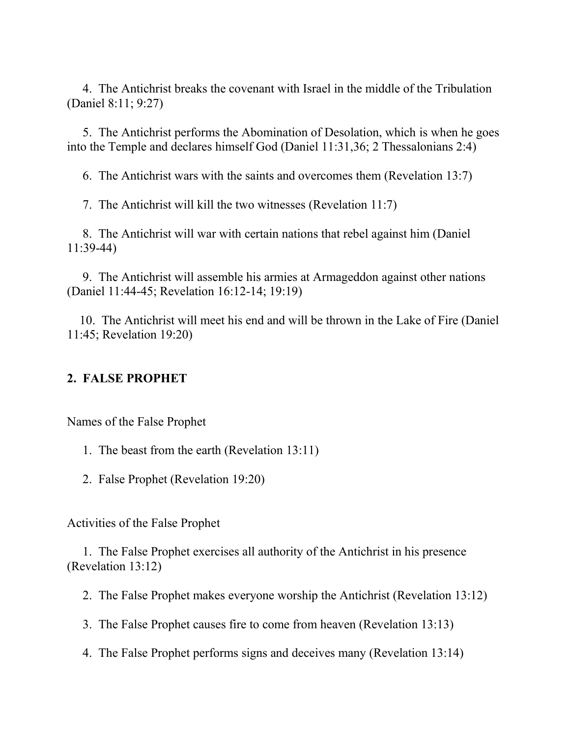4. The Antichrist breaks the covenant with Israel in the middle of the Tribulation (Daniel 8:11; 9:27)

5. The Antichrist performs the Abomination of Desolation, which is when he goes into the Temple and declares himself God (Daniel 11:31,36; 2 Thessalonians 2:4)

6. The Antichrist wars with the saints and overcomes them (Revelation 13:7)

7. The Antichrist will kill the two witnesses (Revelation 11:7)

8. The Antichrist will war with certain nations that rebel against him (Daniel 11:39-44)

9. The Antichrist will assemble his armies at Armageddon against other nations (Daniel 11:44-45; Revelation 16:12-14; 19:19)

10. The Antichrist will meet his end and will be thrown in the Lake of Fire (Daniel 11:45; Revelation 19:20)

## 2. FALSE PROPHET

Names of the False Prophet

1. The beast from the earth (Revelation 13:11)

2. False Prophet (Revelation 19:20)

Activities of the False Prophet

1. The False Prophet exercises all authority of the Antichrist in his presence (Revelation 13:12)

2. The False Prophet makes everyone worship the Antichrist (Revelation 13:12)

3. The False Prophet causes fire to come from heaven (Revelation 13:13)

4. The False Prophet performs signs and deceives many (Revelation 13:14)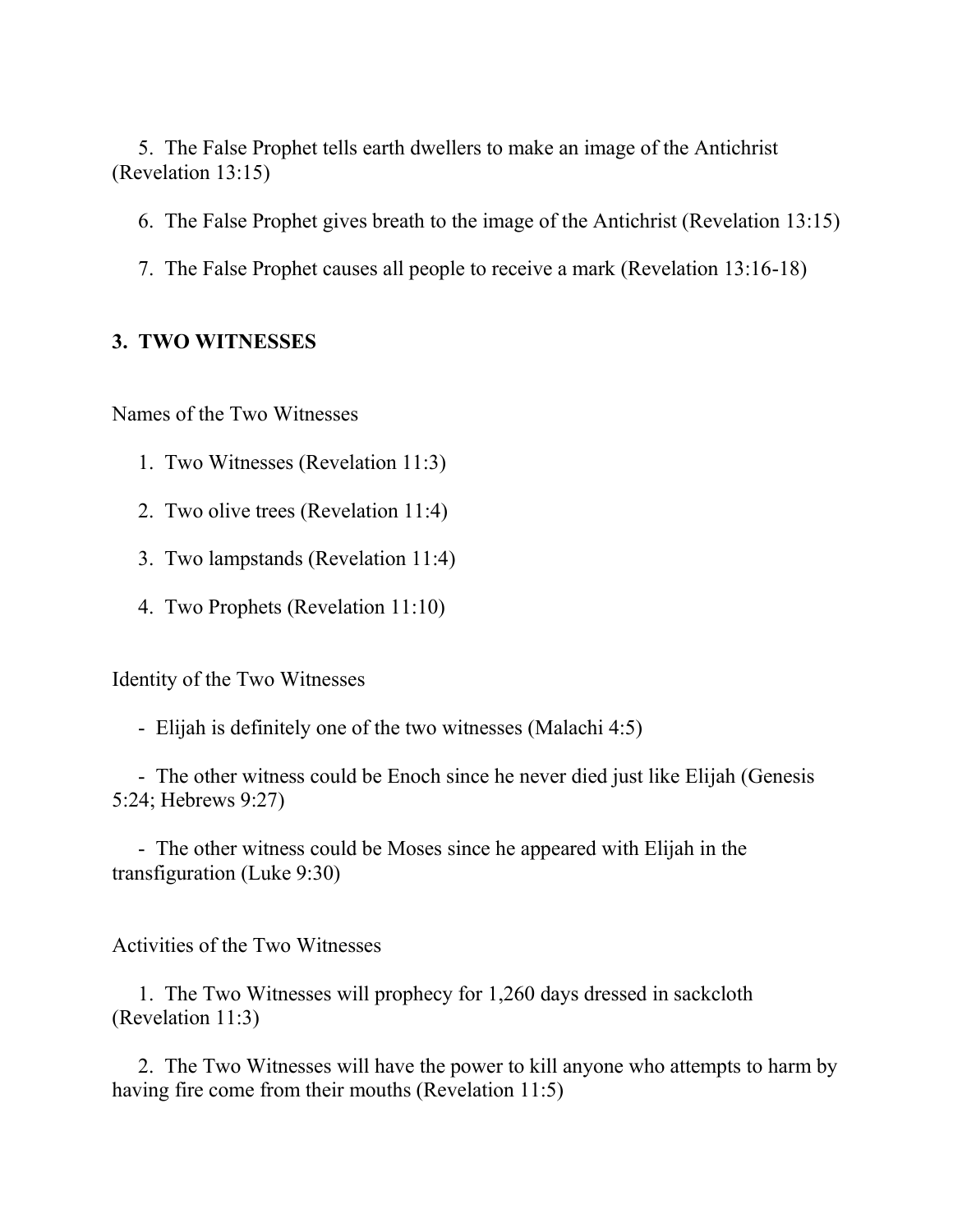5. The False Prophet tells earth dwellers to make an image of the Antichrist (Revelation 13:15)

6. The False Prophet gives breath to the image of the Antichrist (Revelation 13:15)

7. The False Prophet causes all people to receive a mark (Revelation 13:16-18)

## 3. TWO WITNESSES

Names of the Two Witnesses

1. Two Witnesses (Revelation 11:3)

2. Two olive trees (Revelation 11:4)

3. Two lampstands (Revelation 11:4)

4. Two Prophets (Revelation 11:10)

Identity of the Two Witnesses

- Elijah is definitely one of the two witnesses (Malachi 4:5)

- The other witness could be Enoch since he never died just like Elijah (Genesis 5:24; Hebrews 9:27)

- The other witness could be Moses since he appeared with Elijah in the transfiguration (Luke 9:30)

Activities of the Two Witnesses

1. The Two Witnesses will prophecy for 1,260 days dressed in sackcloth (Revelation 11:3)

2. The Two Witnesses will have the power to kill anyone who attempts to harm by having fire come from their mouths (Revelation 11:5)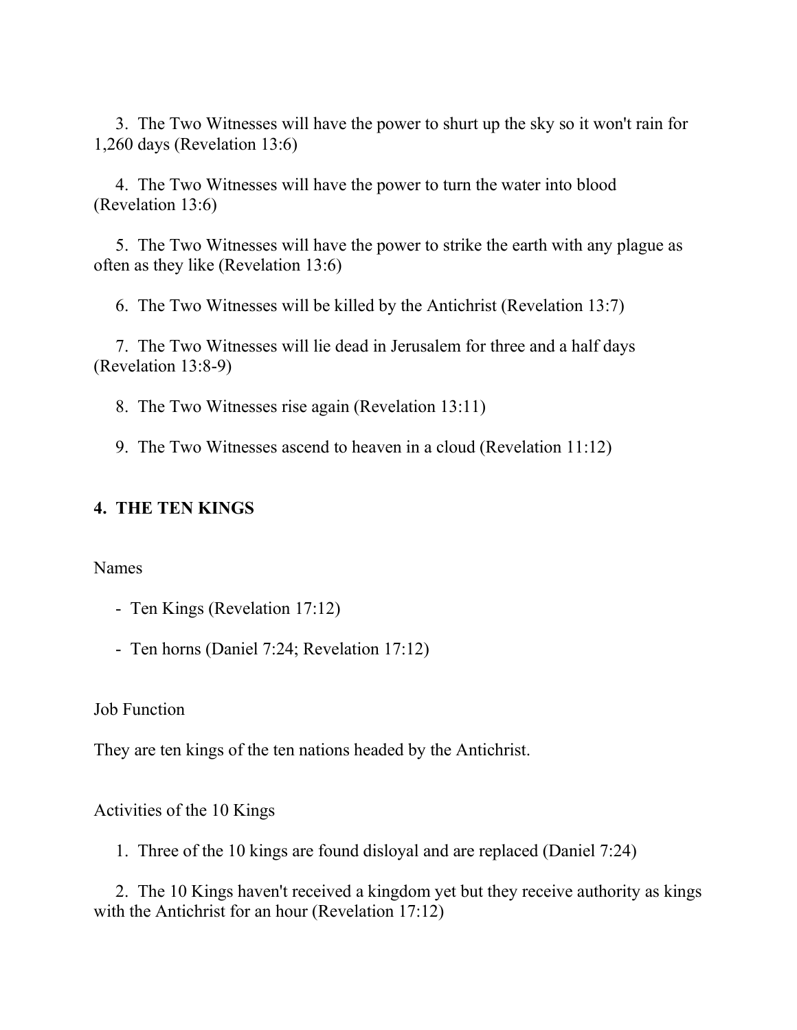3. The Two Witnesses will have the power to shurt up the sky so it won't rain for 1,260 days (Revelation 13:6)

4. The Two Witnesses will have the power to turn the water into blood (Revelation 13:6)

5. The Two Witnesses will have the power to strike the earth with any plague as often as they like (Revelation 13:6)

6. The Two Witnesses will be killed by the Antichrist (Revelation 13:7)

7. The Two Witnesses will lie dead in Jerusalem for three and a half days (Revelation 13:8-9)

8. The Two Witnesses rise again (Revelation 13:11)

9. The Two Witnesses ascend to heaven in a cloud (Revelation 11:12)

**4. THE TEN KINGS**

Names

- Ten Kings (Revelation 17:12)
- Ten horns (Daniel 7:24; Revelation 17:12)

Job Function

They are ten kings of the ten nations headed by the Antichrist.

Activities of the 10 Kings

1. Three of the 10 kings are found disloyal and are replaced (Daniel 7:24)

2. The 10 Kings haven't received a kingdom yet but they receive authority as kings with the Antichrist for an hour (Revelation 17:12)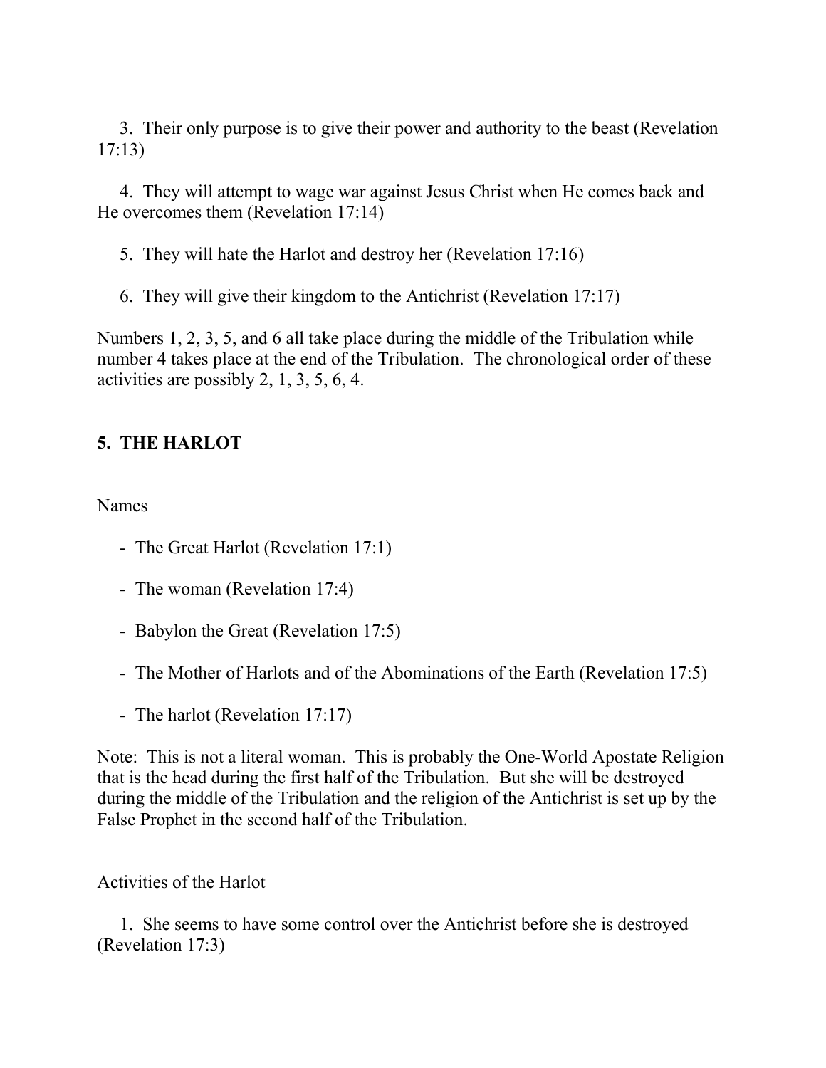3. Their only purpose is to give their power and authority to the beast (Revelation 17:13)

4. They will attempt to wage war against Jesus Christ when He comes back and He overcomes them (Revelation 17:14)

5. They will hate the Harlot and destroy her (Revelation 17:16)

6. They will give their kingdom to the Antichrist (Revelation 17:17)

Numbers 1, 2, 3, 5, and 6 all take place during the middle of the Tribulation while number 4 takes place at the end of the Tribulation. The chronological order of these activities are possibly 2, 1, 3, 5, 6, 4.

## 5. THE HARLOT

Names

- The Great Harlot (Revelation 17:1)
- The woman (Revelation 17:4)
- Babylon the Great (Revelation 17:5)
- The Mother of Harlots and of the Abominations of the Earth (Revelation 17:5)
- The harlot (Revelation 17:17)

<u>Note</u>: This is not a literal woman. This is probably the One-World Apostate Religion that is the head during the first half of the Tribulation. But she will be destroyed during the middle of the Tribulation and the religion of the Antichrist is set up by the False Prophet in the second half of the Tribulation.

Activities of the Harlot

1. She seems to have some control over the Antichrist before she is destroyed (Revelation 17:3)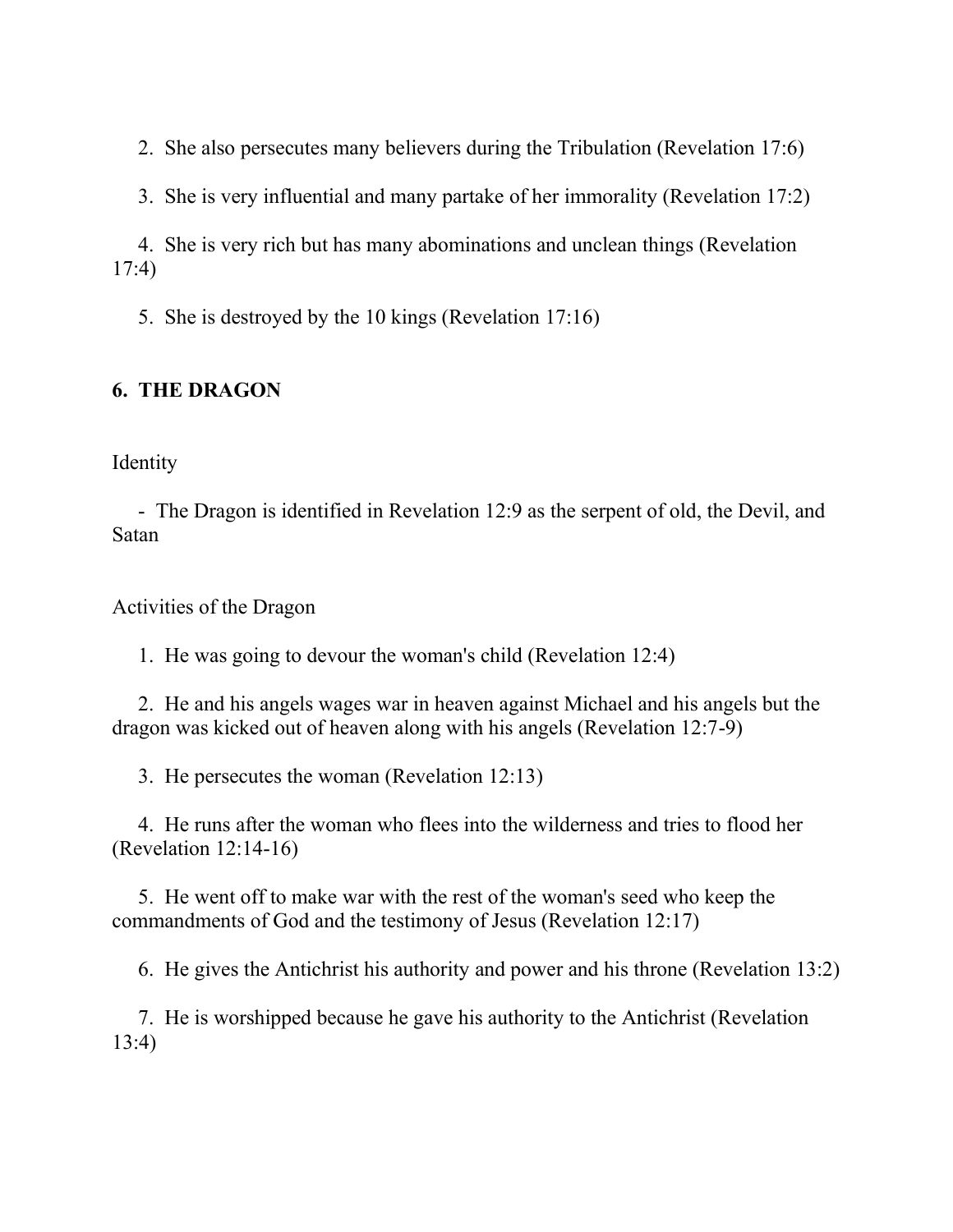2. She also persecutes many believers during the Tribulation (Revelation 17:6)

3. She is very influential and many partake of her immorality (Revelation 17:2)

4. She is very rich but has many abominations and unclean things (Revelation 17:4)

5. She is destroyed by the 10 kings (Revelation 17:16)

**6. THE DRAGON**

Identity

- The Dragon is identified in Revelation 12:9 as the serpent of old, the Devil, and Satan

Activities of the Dragon

1. He was going to devour the woman's child (Revelation 12:4)

2. He and his angels wages war in heaven against Michael and his angels but the dragon was kicked out of heaven along with his angels (Revelation 12:7-9)

3. He persecutes the woman (Revelation 12:13)

4. He runs after the woman who flees into the wilderness and tries to flood her (Revelation 12:14-16)

5. He went off to make war with the rest of the woman's seed who keep the commandments of God and the testimony of Jesus (Revelation 12:17)

6. He gives the Antichrist his authority and power and his throne (Revelation 13:2)

7. He is worshipped because he gave his authority to the Antichrist (Revelation 13:4)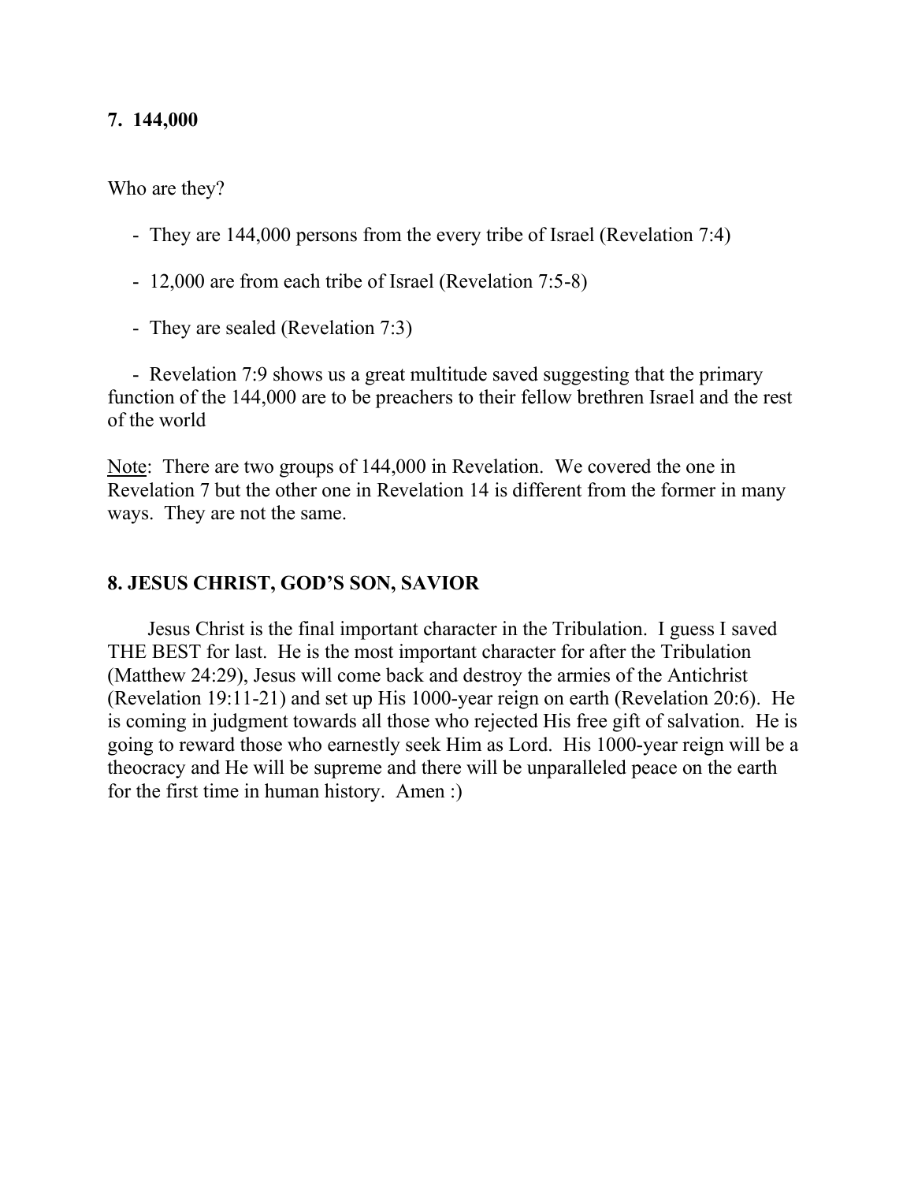**7. 144,000**

Who are they?

- They are 144,000 persons from the every tribe of Israel (Revelation 7:4)

- 12,000 are from each tribe of Israel (Revelation 7:5-8)

- They are sealed (Revelation 7:3)

- Revelation 7:9 shows us a great multitude saved suggesting that the primary function of the 144,000 are to be preachers to their fellow brethren Israel and the rest of the world

<u>Note</u>: There are two groups of 144,000 in Revelation. We covered the one in Revelation 7 but the other one in Revelation 14 is different from the former in many ways. They are not the same.

**8. JESUS CHRIST, GOD'S SON, SAVIOR**

Jesus Christ is the final important character in the Tribulation. I guess I saved THE BEST for last. He is the most important character for after the Tribulation (Matthew 24:29), Jesus will come back and destroy the armies of the Antichrist (Revelation 19:11-21) and set up His 1000-year reign on earth (Revelation 20:6). He is coming in judgment towards all those who rejected His free gift of salvation. He is going to reward those who earnestly seek Him as Lord. His 1000-year reign will be a theocracy and He will be supreme and there will be unparalleled peace on the earth for the first time in human history. Amen :)